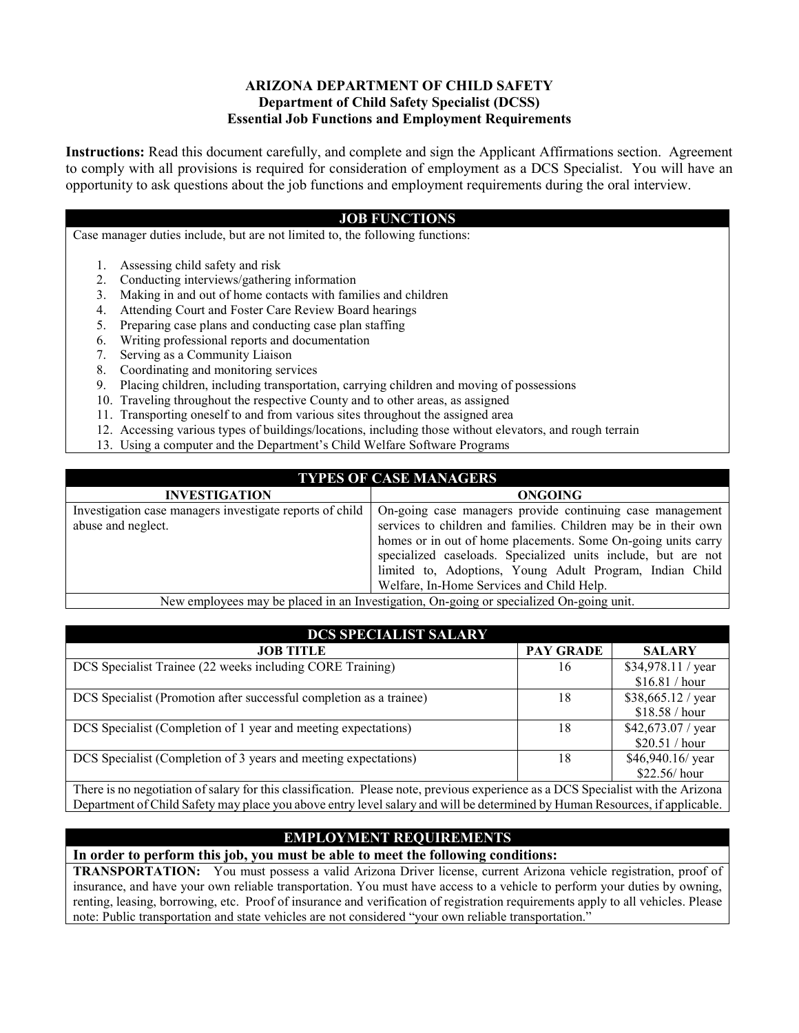# ARIZONA DEPARTMENT OF CHILD SAFETY
## Department of Child Safety Specialist (DCSS)
## Essential Job Functions and Employment Requirements

**Instructions:** Read this document carefully, and complete and sign the Applicant Affirmations section. Agreement to comply with all provisions is required for consideration of employment as a DCS Specialist. You will have an opportunity to ask questions about the job functions and employment requirements during the oral interview.

### JOB FUNCTIONS

Case manager duties include, but are not limited to, the following functions:

1. Assessing child safety and risk
2. Conducting interviews/gathering information
3. Making in and out of home contacts with families and children
4. Attending Court and Foster Care Review Board hearings
5. Preparing case plans and conducting case plan staffing
6. Writing professional reports and documentation
7. Serving as a Community Liaison
8. Coordinating and monitoring services
9. Placing children, including transportation, carrying children and moving of possessions
10. Traveling throughout the respective County and to other areas, as assigned
11. Transporting oneself to and from various sites throughout the assigned area
12. Accessing various types of buildings/locations, including those without elevators, and rough terrain
13. Using a computer and the Department's Child Welfare Software Programs

### TYPES OF CASE MANAGERS

| INVESTIGATION | ONGOING |
|---|---|
| Investigation case managers investigate reports of child abuse and neglect. | On-going case managers provide continuing case management services to children and families. Children may be in their own homes or in out of home placements. Some On-going units carry specialized caseloads. Specialized units include, but are not limited to, Adoptions, Young Adult Program, Indian Child Welfare, In-Home Services and Child Help. |

New employees may be placed in an Investigation, On-going or specialized On-going unit.

### DCS SPECIALIST SALARY

| JOB TITLE | PAY GRADE | SALARY |
|---|---|---|
| DCS Specialist Trainee (22 weeks including CORE Training) | 16 | $34,978.11 / year<br>$16.81 / hour |
| DCS Specialist (Promotion after successful completion as a trainee) | 18 | $38,665.12 / year<br>$18.58 / hour |
| DCS Specialist (Completion of 1 year and meeting expectations) | 18 | $42,673.07 / year<br>$20.51 / hour |
| DCS Specialist (Completion of 3 years and meeting expectations) | 18 | $46,940.16/ year<br>$22.56/ hour |

There is no negotiation of salary for this classification. Please note, previous experience as a DCS Specialist with the Arizona Department of Child Safety may place you above entry level salary and will be determined by Human Resources, if applicable.

### EMPLOYMENT REQUIREMENTS

**In order to perform this job, you must be able to meet the following conditions:**

**TRANSPORTATION:** You must possess a valid Arizona Driver license, current Arizona vehicle registration, proof of insurance, and have your own reliable transportation. You must have access to a vehicle to perform your duties by owning, renting, leasing, borrowing, etc. Proof of insurance and verification of registration requirements apply to all vehicles. Please note: Public transportation and state vehicles are not considered "your own reliable transportation."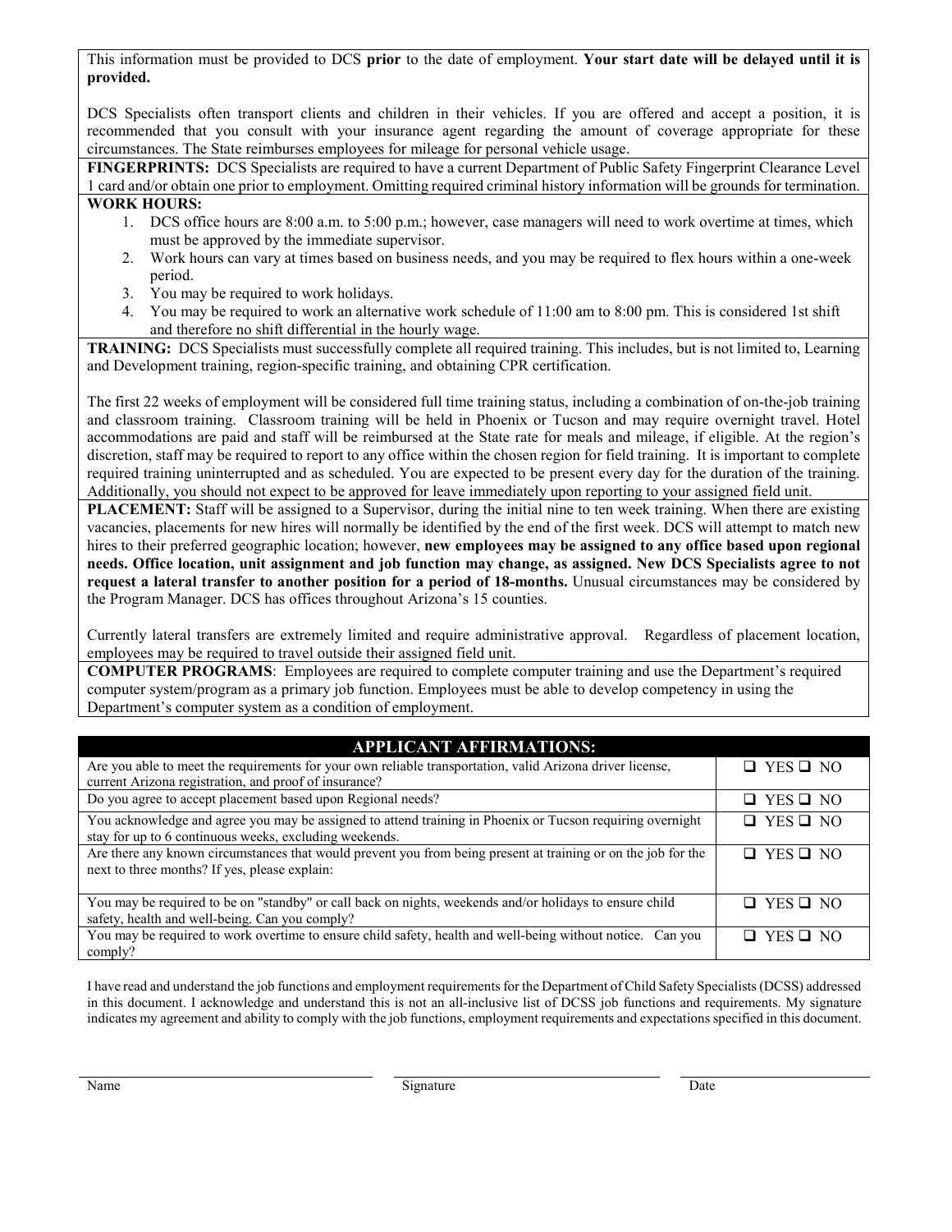This information must be provided to DCS **prior** to the date of employment. **Your start date will be delayed until it is provided.**

DCS Specialists often transport clients and children in their vehicles. If you are offered and accept a position, it is recommended that you consult with your insurance agent regarding the amount of coverage appropriate for these circumstances. The State reimburses employees for mileage for personal vehicle usage.

**FINGERPRINTS:** DCS Specialists are required to have a current Department of Public Safety Fingerprint Clearance Level 1 card and/or obtain one prior to employment. Omitting required criminal history information will be grounds for termination.

**WORK HOURS:**

1. DCS office hours are 8:00 a.m. to 5:00 p.m.; however, case managers will need to work overtime at times, which must be approved by the immediate supervisor.
2. Work hours can vary at times based on business needs, and you may be required to flex hours within a one-week period.
3. You may be required to work holidays.
4. You may be required to work an alternative work schedule of 11:00 am to 8:00 pm. This is considered 1st shift and therefore no shift differential in the hourly wage.

**TRAINING:** DCS Specialists must successfully complete all required training. This includes, but is not limited to, Learning and Development training, region-specific training, and obtaining CPR certification.

The first 22 weeks of employment will be considered full time training status, including a combination of on-the-job training and classroom training. Classroom training will be held in Phoenix or Tucson and may require overnight travel. Hotel accommodations are paid and staff will be reimbursed at the State rate for meals and mileage, if eligible. At the region's discretion, staff may be required to report to any office within the chosen region for field training. It is important to complete required training uninterrupted and as scheduled. You are expected to be present every day for the duration of the training. Additionally, you should not expect to be approved for leave immediately upon reporting to your assigned field unit.

**PLACEMENT:** Staff will be assigned to a Supervisor, during the initial nine to ten week training. When there are existing vacancies, placements for new hires will normally be identified by the end of the first week. DCS will attempt to match new hires to their preferred geographic location; however, **new employees may be assigned to any office based upon regional needs. Office location, unit assignment and job function may change, as assigned. New DCS Specialists agree to not request a lateral transfer to another position for a period of 18-months.** Unusual circumstances may be considered by the Program Manager. DCS has offices throughout Arizona's 15 counties.

Currently lateral transfers are extremely limited and require administrative approval. Regardless of placement location, employees may be required to travel outside their assigned field unit.

**COMPUTER PROGRAMS**: Employees are required to complete computer training and use the Department's required computer system/program as a primary job function. Employees must be able to develop competency in using the Department's computer system as a condition of employment.

| **APPLICANT AFFIRMATIONS:** | |
|---|---|
| Are you able to meet the requirements for your own reliable transportation, valid Arizona driver license, current Arizona registration, and proof of insurance? | ❑ YES ❑ NO |
| Do you agree to accept placement based upon Regional needs? | ❑ YES ❑ NO |
| You acknowledge and agree you may be assigned to attend training in Phoenix or Tucson requiring overnight stay for up to 6 continuous weeks, excluding weekends. | ❑ YES ❑ NO |
| Are there any known circumstances that would prevent you from being present at training or on the job for the next to three months? If yes, please explain: | ❑ YES ❑ NO |
| You may be required to be on "standby" or call back on nights, weekends and/or holidays to ensure child safety, health and well-being. Can you comply? | ❑ YES ❑ NO |
| You may be required to work overtime to ensure child safety, health and well-being without notice. Can you comply? | ❑ YES ❑ NO |

I have read and understand the job functions and employment requirements for the Department of Child Safety Specialists (DCSS) addressed in this document. I acknowledge and understand this is not an all-inclusive list of DCSS job functions and requirements. My signature indicates my agreement and ability to comply with the job functions, employment requirements and expectations specified in this document.

Name ______________________ Signature ______________________ Date ______________________